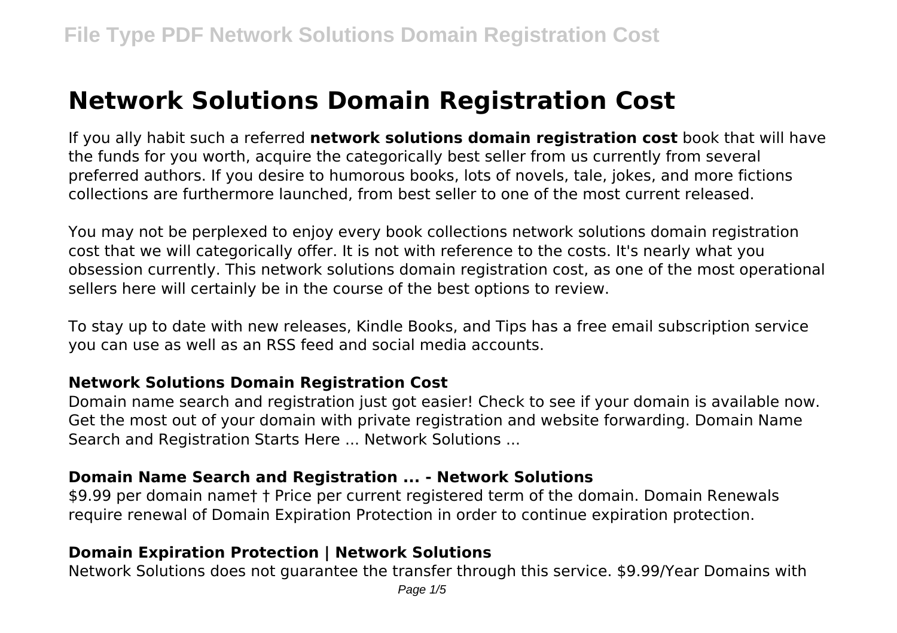# Network Solutions Domain Registration Cost

If you ally habit such a referred **network solutions domain registration cost** book that will have the funds for you worth, acquire the categorically best seller from us currently from several preferred authors. If you desire to humorous books, lots of novels, tale, jokes, and more fictions collections are furthermore launched, from best seller to one of the most current released.

You may not be perplexed to enjoy every book collections network solutions domain registration cost that we will categorically offer. It is not with reference to the costs. It's nearly what you obsession currently. This network solutions domain registration cost, as one of the most operational sellers here will certainly be in the course of the best options to review.

To stay up to date with new releases, Kindle Books, and Tips has a free email subscription service you can use as well as an RSS feed and social media accounts.

### Network Solutions Domain Registration Cost

Domain name search and registration just got easier! Check to see if your domain is available now. Get the most out of your domain with private registration and website forwarding. Domain Name Search and Registration Starts Here ... Network Solutions ...

### Domain Name Search and Registration ... - Network Solutions

$9.99 per domain name† † Price per current registered term of the domain. Domain Renewals require renewal of Domain Expiration Protection in order to continue expiration protection.

### Domain Expiration Protection | Network Solutions

Network Solutions does not guarantee the transfer through this service. $9.99/Year Domains with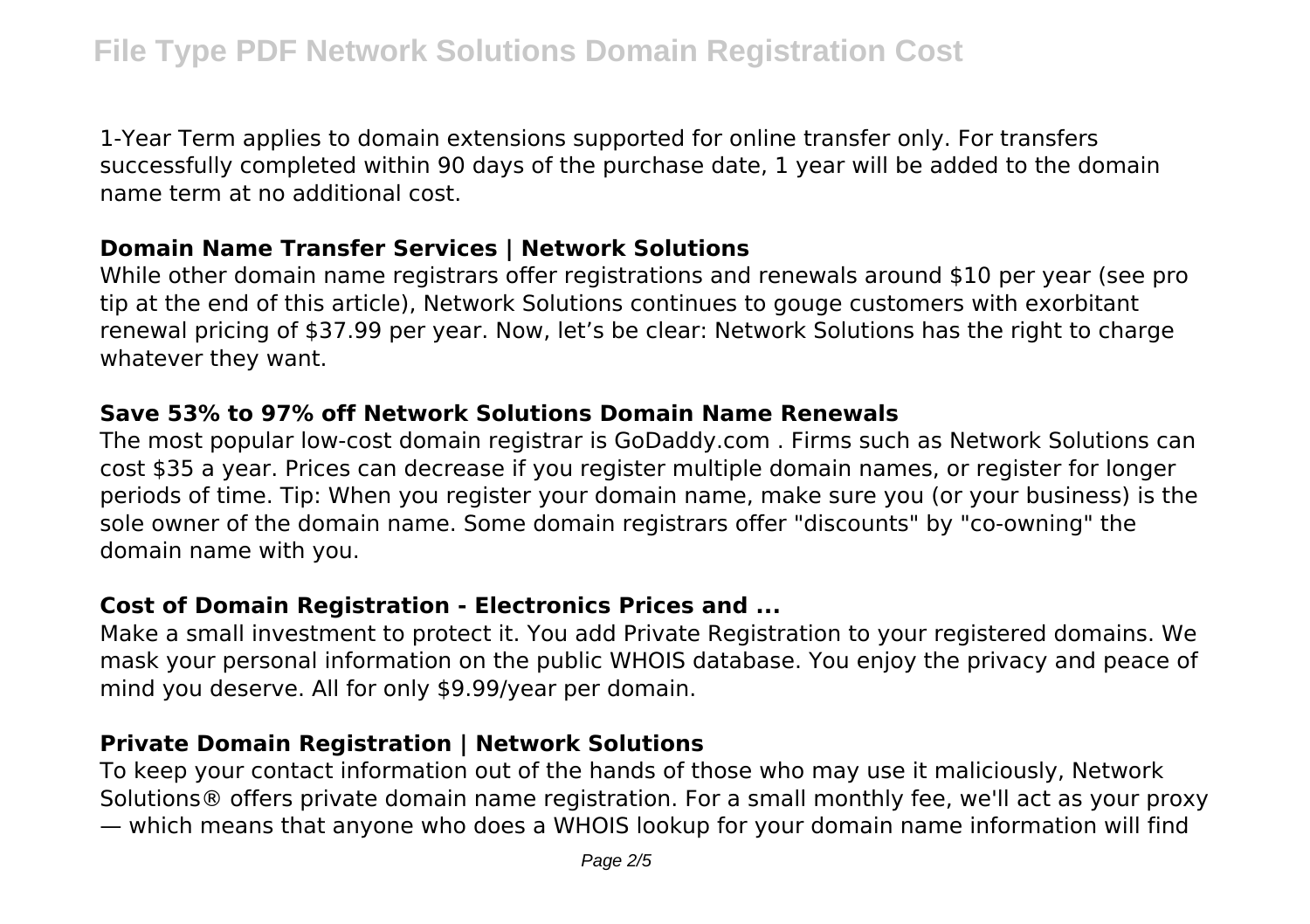1-Year Term applies to domain extensions supported for online transfer only. For transfers successfully completed within 90 days of the purchase date, 1 year will be added to the domain name term at no additional cost.

### Domain Name Transfer Services | Network Solutions

While other domain name registrars offer registrations and renewals around $10 per year (see pro tip at the end of this article), Network Solutions continues to gouge customers with exorbitant renewal pricing of $37.99 per year. Now, let's be clear: Network Solutions has the right to charge whatever they want.

### Save 53% to 97% off Network Solutions Domain Name Renewals

The most popular low-cost domain registrar is GoDaddy.com . Firms such as Network Solutions can cost $35 a year. Prices can decrease if you register multiple domain names, or register for longer periods of time. Tip: When you register your domain name, make sure you (or your business) is the sole owner of the domain name. Some domain registrars offer "discounts" by "co-owning" the domain name with you.

### Cost of Domain Registration - Electronics Prices and ...

Make a small investment to protect it. You add Private Registration to your registered domains. We mask your personal information on the public WHOIS database. You enjoy the privacy and peace of mind you deserve. All for only $9.99/year per domain.

### Private Domain Registration | Network Solutions

To keep your contact information out of the hands of those who may use it maliciously, Network Solutions® offers private domain name registration. For a small monthly fee, we'll act as your proxy — which means that anyone who does a WHOIS lookup for your domain name information will find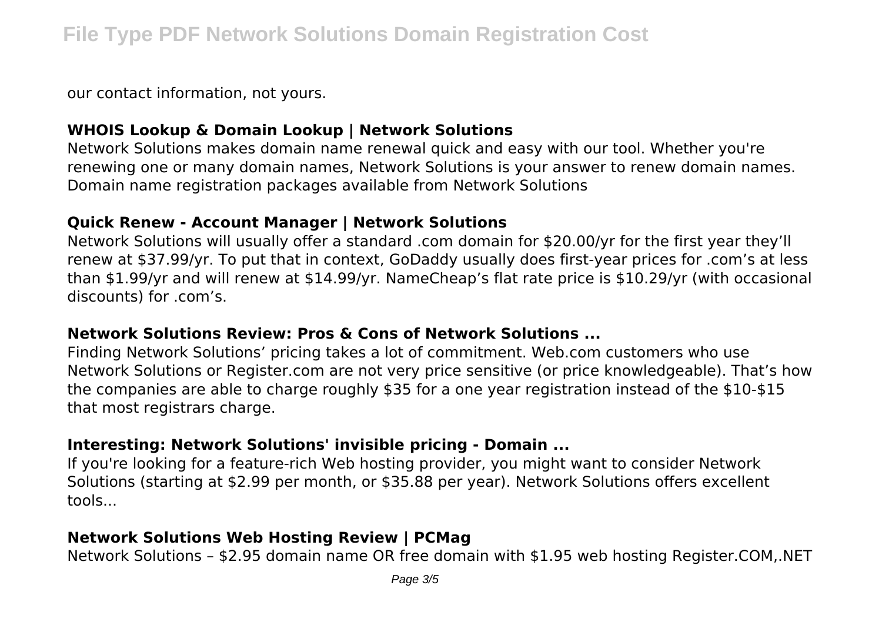our contact information, not yours.

### WHOIS Lookup & Domain Lookup | Network Solutions

Network Solutions makes domain name renewal quick and easy with our tool. Whether you're renewing one or many domain names, Network Solutions is your answer to renew domain names. Domain name registration packages available from Network Solutions

### Quick Renew - Account Manager | Network Solutions

Network Solutions will usually offer a standard .com domain for $20.00/yr for the first year they'll renew at $37.99/yr. To put that in context, GoDaddy usually does first-year prices for .com's at less than $1.99/yr and will renew at $14.99/yr. NameCheap's flat rate price is $10.29/yr (with occasional discounts) for .com's.

### Network Solutions Review: Pros & Cons of Network Solutions ...

Finding Network Solutions' pricing takes a lot of commitment. Web.com customers who use Network Solutions or Register.com are not very price sensitive (or price knowledgeable). That's how the companies are able to charge roughly $35 for a one year registration instead of the $10-$15 that most registrars charge.

### Interesting: Network Solutions' invisible pricing - Domain ...

If you're looking for a feature-rich Web hosting provider, you might want to consider Network Solutions (starting at $2.99 per month, or $35.88 per year). Network Solutions offers excellent tools...

### Network Solutions Web Hosting Review | PCMag

Network Solutions – $2.95 domain name OR free domain with $1.95 web hosting Register.COM,.NET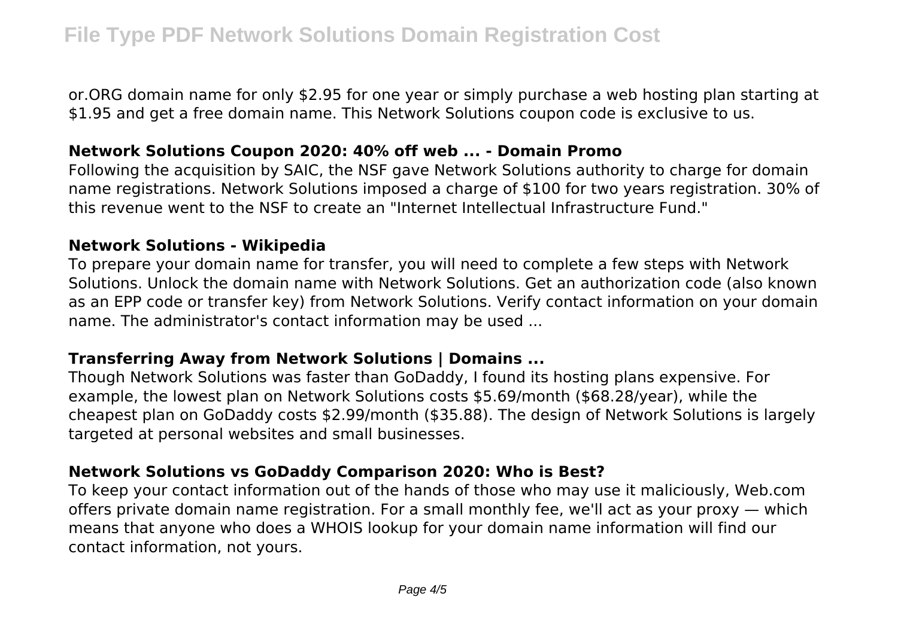or.ORG domain name for only $2.95 for one year or simply purchase a web hosting plan starting at $1.95 and get a free domain name. This Network Solutions coupon code is exclusive to us.

### Network Solutions Coupon 2020: 40% off web ... - Domain Promo

Following the acquisition by SAIC, the NSF gave Network Solutions authority to charge for domain name registrations. Network Solutions imposed a charge of $100 for two years registration. 30% of this revenue went to the NSF to create an "Internet Intellectual Infrastructure Fund."

### Network Solutions - Wikipedia

To prepare your domain name for transfer, you will need to complete a few steps with Network Solutions. Unlock the domain name with Network Solutions. Get an authorization code (also known as an EPP code or transfer key) from Network Solutions. Verify contact information on your domain name. The administrator's contact information may be used ...

### Transferring Away from Network Solutions | Domains ...

Though Network Solutions was faster than GoDaddy, I found its hosting plans expensive. For example, the lowest plan on Network Solutions costs $5.69/month ($68.28/year), while the cheapest plan on GoDaddy costs $2.99/month ($35.88). The design of Network Solutions is largely targeted at personal websites and small businesses.

### Network Solutions vs GoDaddy Comparison 2020: Who is Best?

To keep your contact information out of the hands of those who may use it maliciously, Web.com offers private domain name registration. For a small monthly fee, we'll act as your proxy — which means that anyone who does a WHOIS lookup for your domain name information will find our contact information, not yours.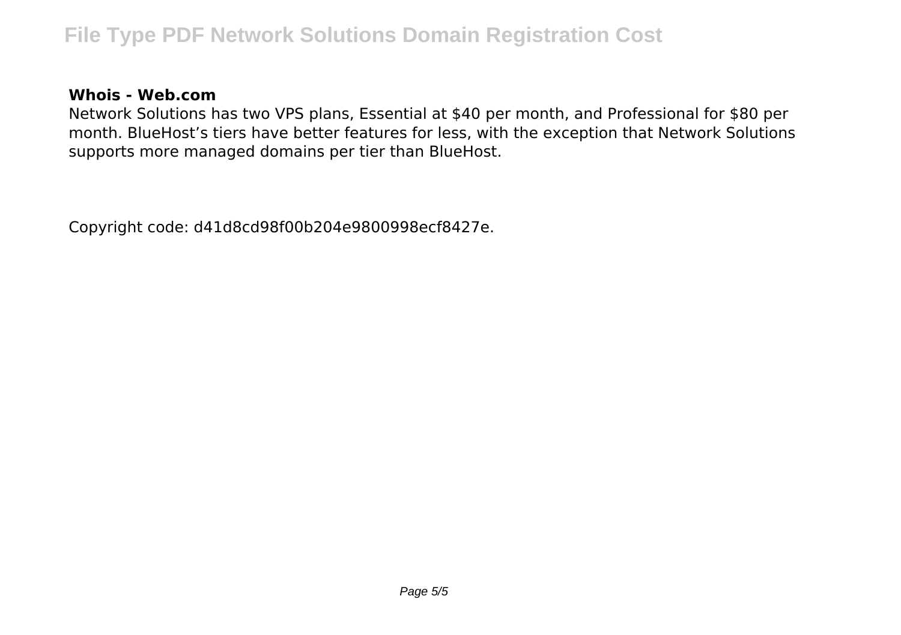**Whois - Web.com**

Network Solutions has two VPS plans, Essential at $40 per month, and Professional for $80 per month. BlueHost's tiers have better features for less, with the exception that Network Solutions supports more managed domains per tier than BlueHost.

Copyright code: d41d8cd98f00b204e9800998ecf8427e.